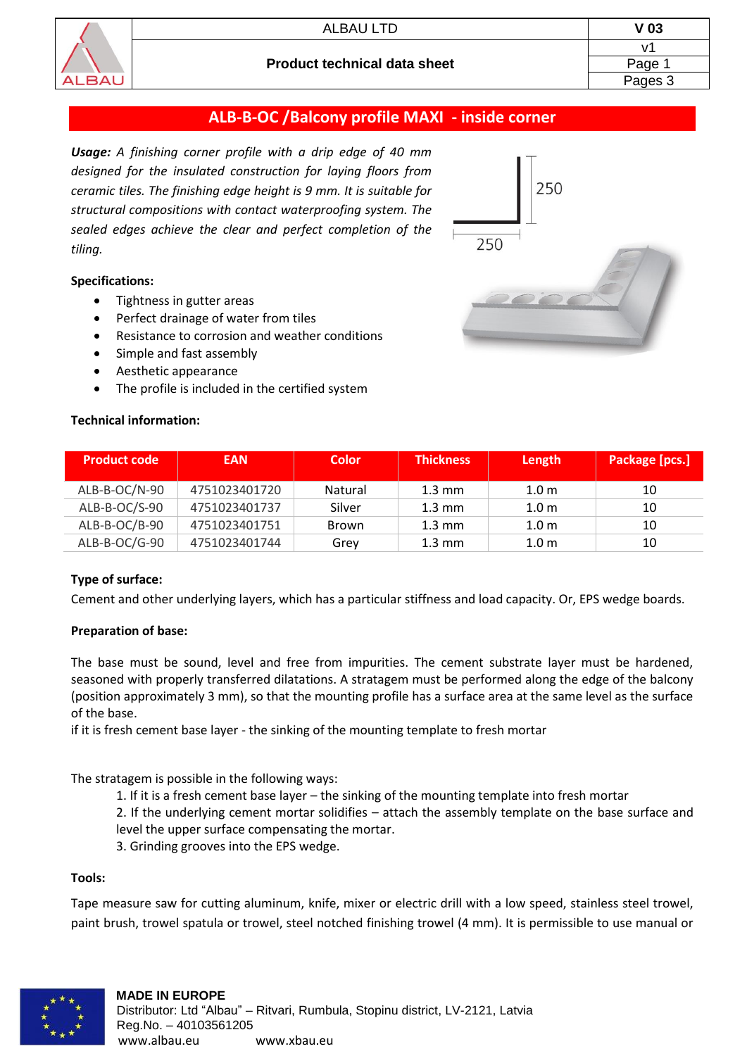# ALB-B-OC /Balcony profile MAXI - inside corner

***Usage:*** *A finishing corner profile with a drip edge of 40 mm designed for the insulated construction for laying floors from ceramic tiles. The finishing edge height is 9 mm. It is suitable for structural compositions with contact waterproofing system. The sealed edges achieve the clear and perfect completion of the tiling.*

250

250

**Specifications:**

- Tightness in gutter areas
- Perfect drainage of water from tiles
- Resistance to corrosion and weather conditions
- Simple and fast assembly
- Aesthetic appearance
- The profile is included in the certified system

**Technical information:**

| Product code | EAN | Color | Thickness | Length | Package [pcs.] |
|---|---|---|---|---|---|
| ALB-B-OC/N-90 | 4751023401720 | Natural | 1.3 mm | 1.0 m | 10 |
| ALB-B-OC/S-90 | 4751023401737 | Silver | 1.3 mm | 1.0 m | 10 |
| ALB-B-OC/B-90 | 4751023401751 | Brown | 1.3 mm | 1.0 m | 10 |
| ALB-B-OC/G-90 | 4751023401744 | Grey | 1.3 mm | 1.0 m | 10 |

**Type of surface:**

Cement and other underlying layers, which has a particular stiffness and load capacity. Or, EPS wedge boards.

**Preparation of base:**

The base must be sound, level and free from impurities. The cement substrate layer must be hardened, seasoned with properly transferred dilatations. A stratagem must be performed along the edge of the balcony (position approximately 3 mm), so that the mounting profile has a surface area at the same level as the surface of the base.

if it is fresh cement base layer - the sinking of the mounting template to fresh mortar

The stratagem is possible in the following ways:

1. If it is a fresh cement base layer – the sinking of the mounting template into fresh mortar
2. If the underlying cement mortar solidifies – attach the assembly template on the base surface and level the upper surface compensating the mortar.
3. Grinding grooves into the EPS wedge.

**Tools:**

Tape measure saw for cutting aluminum, knife, mixer or electric drill with a low speed, stainless steel trowel, paint brush, trowel spatula or trowel, steel notched finishing trowel (4 mm). It is permissible to use manual or

**MADE IN EUROPE**
Distributor: Ltd "Albau" – Ritvari, Rumbula, Stopinu district, LV-2121, Latvia
Reg.No. – 40103561205
www.albau.eu www.xbau.eu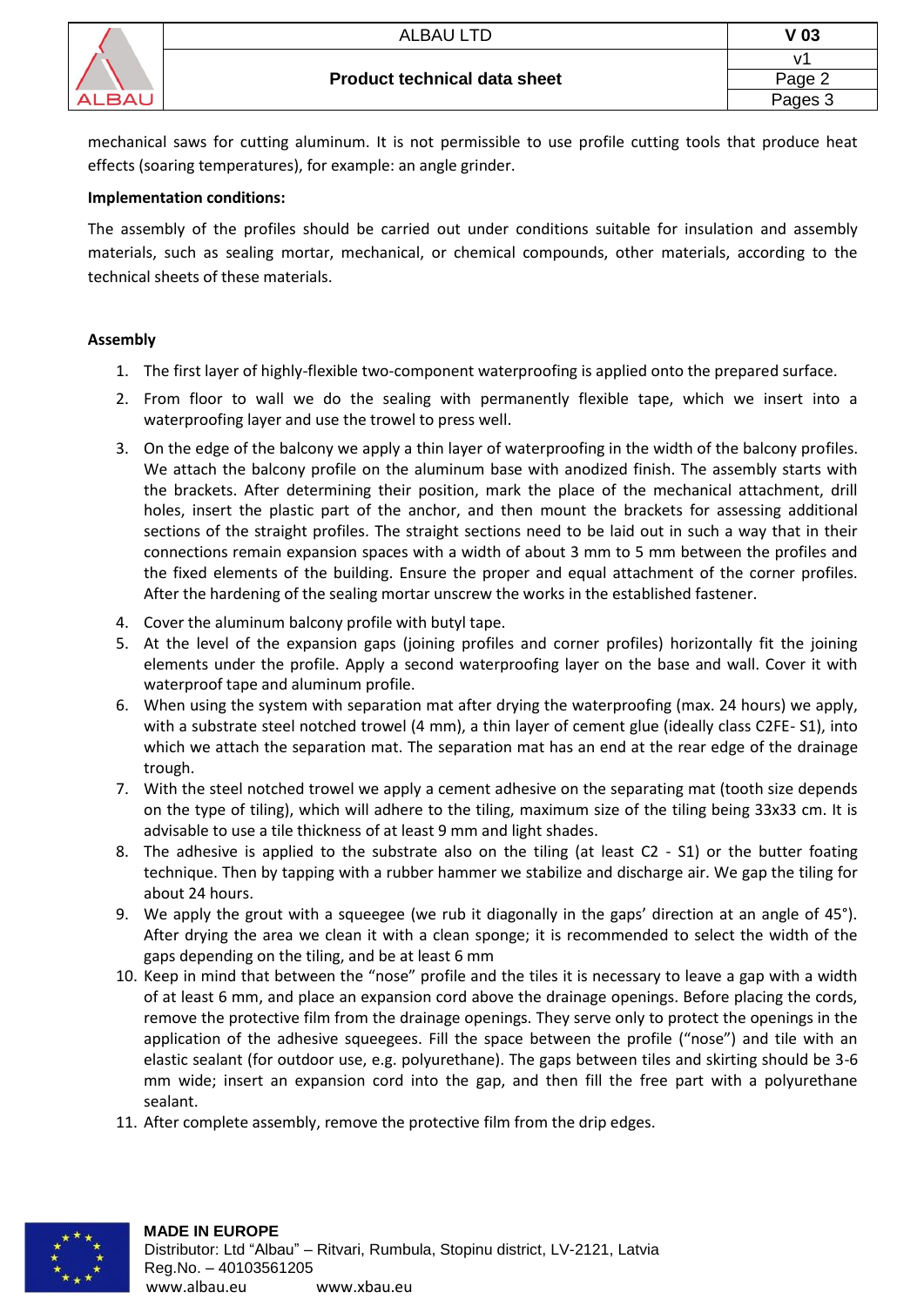mechanical saws for cutting aluminum. It is not permissible to use profile cutting tools that produce heat effects (soaring temperatures), for example: an angle grinder.

**Implementation conditions:**

The assembly of the profiles should be carried out under conditions suitable for insulation and assembly materials, such as sealing mortar, mechanical, or chemical compounds, other materials, according to the technical sheets of these materials.

**Assembly**

1. The first layer of highly-flexible two-component waterproofing is applied onto the prepared surface.
2. From floor to wall we do the sealing with permanently flexible tape, which we insert into a waterproofing layer and use the trowel to press well.
3. On the edge of the balcony we apply a thin layer of waterproofing in the width of the balcony profiles. We attach the balcony profile on the aluminum base with anodized finish. The assembly starts with the brackets. After determining their position, mark the place of the mechanical attachment, drill holes, insert the plastic part of the anchor, and then mount the brackets for assessing additional sections of the straight profiles. The straight sections need to be laid out in such a way that in their connections remain expansion spaces with a width of about 3 mm to 5 mm between the profiles and the fixed elements of the building. Ensure the proper and equal attachment of the corner profiles. After the hardening of the sealing mortar unscrew the works in the established fastener.
4. Cover the aluminum balcony profile with butyl tape.
5. At the level of the expansion gaps (joining profiles and corner profiles) horizontally fit the joining elements under the profile. Apply a second waterproofing layer on the base and wall. Cover it with waterproof tape and aluminum profile.
6. When using the system with separation mat after drying the waterproofing (max. 24 hours) we apply, with a substrate steel notched trowel (4 mm), a thin layer of cement glue (ideally class C2FE- S1), into which we attach the separation mat. The separation mat has an end at the rear edge of the drainage trough.
7. With the steel notched trowel we apply a cement adhesive on the separating mat (tooth size depends on the type of tiling), which will adhere to the tiling, maximum size of the tiling being 33x33 cm. It is advisable to use a tile thickness of at least 9 mm and light shades.
8. The adhesive is applied to the substrate also on the tiling (at least C2 - S1) or the butter foating technique. Then by tapping with a rubber hammer we stabilize and discharge air. We gap the tiling for about 24 hours.
9. We apply the grout with a squeegee (we rub it diagonally in the gaps' direction at an angle of 45°). After drying the area we clean it with a clean sponge; it is recommended to select the width of the gaps depending on the tiling, and be at least 6 mm
10. Keep in mind that between the "nose" profile and the tiles it is necessary to leave a gap with a width of at least 6 mm, and place an expansion cord above the drainage openings. Before placing the cords, remove the protective film from the drainage openings. They serve only to protect the openings in the application of the adhesive squeegees. Fill the space between the profile ("nose") and tile with an elastic sealant (for outdoor use, e.g. polyurethane). The gaps between tiles and skirting should be 3-6 mm wide; insert an expansion cord into the gap, and then fill the free part with a polyurethane sealant.
11. After complete assembly, remove the protective film from the drip edges.

**MADE IN EUROPE**
Distributor: Ltd "Albau" – Ritvari, Rumbula, Stopinu district, LV-2121, Latvia
Reg.No. – 40103561205
www.albau.eu www.xbau.eu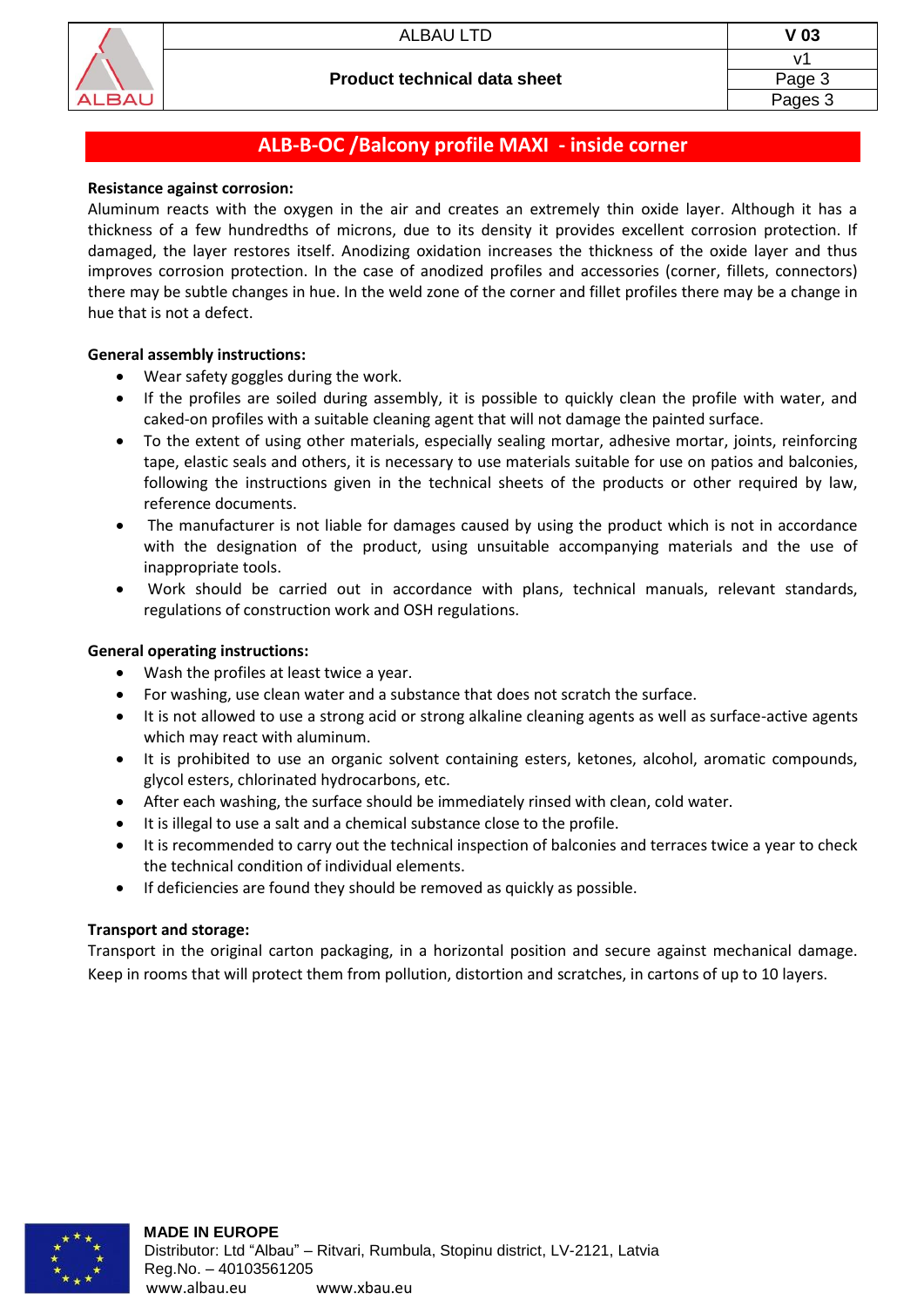## ALB-B-OC /Balcony profile MAXI - inside corner

**Resistance against corrosion:**

Aluminum reacts with the oxygen in the air and creates an extremely thin oxide layer. Although it has a thickness of a few hundredths of microns, due to its density it provides excellent corrosion protection. If damaged, the layer restores itself. Anodizing oxidation increases the thickness of the oxide layer and thus improves corrosion protection. In the case of anodized profiles and accessories (corner, fillets, connectors) there may be subtle changes in hue. In the weld zone of the corner and fillet profiles there may be a change in hue that is not a defect.

**General assembly instructions:**

- Wear safety goggles during the work.
- If the profiles are soiled during assembly, it is possible to quickly clean the profile with water, and caked-on profiles with a suitable cleaning agent that will not damage the painted surface.
- To the extent of using other materials, especially sealing mortar, adhesive mortar, joints, reinforcing tape, elastic seals and others, it is necessary to use materials suitable for use on patios and balconies, following the instructions given in the technical sheets of the products or other required by law, reference documents.
- The manufacturer is not liable for damages caused by using the product which is not in accordance with the designation of the product, using unsuitable accompanying materials and the use of inappropriate tools.
- Work should be carried out in accordance with plans, technical manuals, relevant standards, regulations of construction work and OSH regulations.

**General operating instructions:**

- Wash the profiles at least twice a year.
- For washing, use clean water and a substance that does not scratch the surface.
- It is not allowed to use a strong acid or strong alkaline cleaning agents as well as surface-active agents which may react with aluminum.
- It is prohibited to use an organic solvent containing esters, ketones, alcohol, aromatic compounds, glycol esters, chlorinated hydrocarbons, etc.
- After each washing, the surface should be immediately rinsed with clean, cold water.
- It is illegal to use a salt and a chemical substance close to the profile.
- It is recommended to carry out the technical inspection of balconies and terraces twice a year to check the technical condition of individual elements.
- If deficiencies are found they should be removed as quickly as possible.

**Transport and storage:**

Transport in the original carton packaging, in a horizontal position and secure against mechanical damage. Keep in rooms that will protect them from pollution, distortion and scratches, in cartons of up to 10 layers.

**MADE IN EUROPE**
Distributor: Ltd "Albau" – Ritvari, Rumbula, Stopinu district, LV-2121, Latvia
Reg.No. – 40103561205
www.albau.eu www.xbau.eu